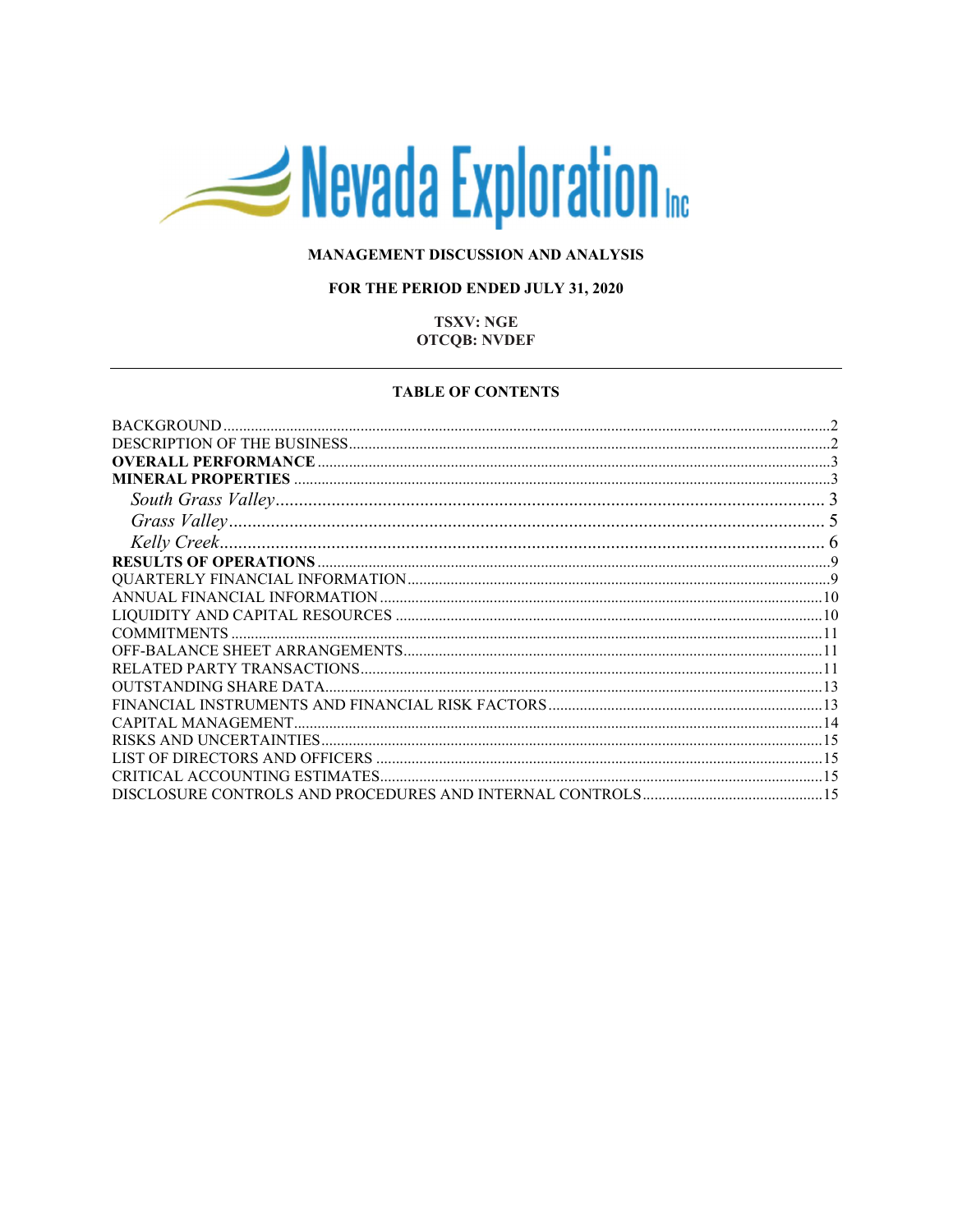# Nevada Exploration Inc

## MANAGEMENT DISCUSSION AND ANALYSIS

### FOR THE PERIOD ENDED JULY 31, 2020

**TSXV: NGE**
**OTCQB: NVDEF**

---

### TABLE OF CONTENTS

| | |
|---|---|
| BACKGROUND | 2 |
| DESCRIPTION OF THE BUSINESS | 2 |
| **OVERALL PERFORMANCE** | 3 |
| **MINERAL PROPERTIES** | 3 |
| *South Grass Valley* | 3 |
| *Grass Valley* | 5 |
| *Kelly Creek* | 6 |
| **RESULTS OF OPERATIONS** | 9 |
| QUARTERLY FINANCIAL INFORMATION | 9 |
| ANNUAL FINANCIAL INFORMATION | 10 |
| LIQUIDITY AND CAPITAL RESOURCES | 10 |
| COMMITMENTS | 11 |
| OFF-BALANCE SHEET ARRANGEMENTS | 11 |
| RELATED PARTY TRANSACTIONS | 11 |
| OUTSTANDING SHARE DATA | 13 |
| FINANCIAL INSTRUMENTS AND FINANCIAL RISK FACTORS | 13 |
| CAPITAL MANAGEMENT | 14 |
| RISKS AND UNCERTAINTIES | 15 |
| LIST OF DIRECTORS AND OFFICERS | 15 |
| CRITICAL ACCOUNTING ESTIMATES | 15 |
| DISCLOSURE CONTROLS AND PROCEDURES AND INTERNAL CONTROLS | 15 |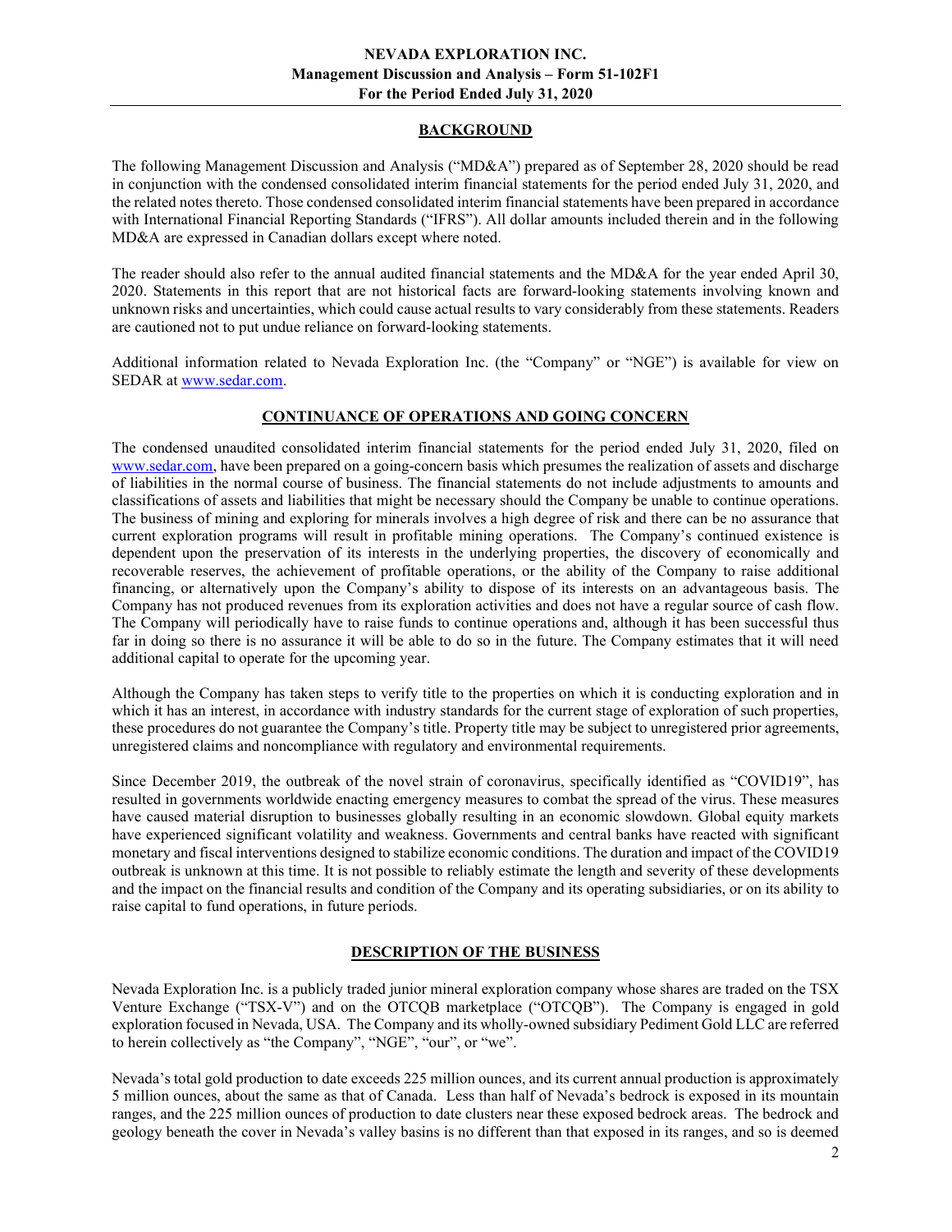## BACKGROUND

The following Management Discussion and Analysis ("MD&A") prepared as of September 28, 2020 should be read in conjunction with the condensed consolidated interim financial statements for the period ended July 31, 2020, and the related notes thereto. Those condensed consolidated interim financial statements have been prepared in accordance with International Financial Reporting Standards ("IFRS"). All dollar amounts included therein and in the following MD&A are expressed in Canadian dollars except where noted.

The reader should also refer to the annual audited financial statements and the MD&A for the year ended April 30, 2020. Statements in this report that are not historical facts are forward-looking statements involving known and unknown risks and uncertainties, which could cause actual results to vary considerably from these statements. Readers are cautioned not to put undue reliance on forward-looking statements.

Additional information related to Nevada Exploration Inc. (the "Company" or "NGE") is available for view on SEDAR at www.sedar.com.

## CONTINUANCE OF OPERATIONS AND GOING CONCERN

The condensed unaudited consolidated interim financial statements for the period ended July 31, 2020, filed on www.sedar.com, have been prepared on a going-concern basis which presumes the realization of assets and discharge of liabilities in the normal course of business. The financial statements do not include adjustments to amounts and classifications of assets and liabilities that might be necessary should the Company be unable to continue operations. The business of mining and exploring for minerals involves a high degree of risk and there can be no assurance that current exploration programs will result in profitable mining operations. The Company's continued existence is dependent upon the preservation of its interests in the underlying properties, the discovery of economically and recoverable reserves, the achievement of profitable operations, or the ability of the Company to raise additional financing, or alternatively upon the Company's ability to dispose of its interests on an advantageous basis. The Company has not produced revenues from its exploration activities and does not have a regular source of cash flow. The Company will periodically have to raise funds to continue operations and, although it has been successful thus far in doing so there is no assurance it will be able to do so in the future. The Company estimates that it will need additional capital to operate for the upcoming year.

Although the Company has taken steps to verify title to the properties on which it is conducting exploration and in which it has an interest, in accordance with industry standards for the current stage of exploration of such properties, these procedures do not guarantee the Company's title. Property title may be subject to unregistered prior agreements, unregistered claims and noncompliance with regulatory and environmental requirements.

Since December 2019, the outbreak of the novel strain of coronavirus, specifically identified as "COVID19", has resulted in governments worldwide enacting emergency measures to combat the spread of the virus. These measures have caused material disruption to businesses globally resulting in an economic slowdown. Global equity markets have experienced significant volatility and weakness. Governments and central banks have reacted with significant monetary and fiscal interventions designed to stabilize economic conditions. The duration and impact of the COVID19 outbreak is unknown at this time. It is not possible to reliably estimate the length and severity of these developments and the impact on the financial results and condition of the Company and its operating subsidiaries, or on its ability to raise capital to fund operations, in future periods.

## DESCRIPTION OF THE BUSINESS

Nevada Exploration Inc. is a publicly traded junior mineral exploration company whose shares are traded on the TSX Venture Exchange ("TSX-V") and on the OTCQB marketplace ("OTCQB"). The Company is engaged in gold exploration focused in Nevada, USA. The Company and its wholly-owned subsidiary Pediment Gold LLC are referred to herein collectively as "the Company", "NGE", "our", or "we".

Nevada's total gold production to date exceeds 225 million ounces, and its current annual production is approximately 5 million ounces, about the same as that of Canada. Less than half of Nevada's bedrock is exposed in its mountain ranges, and the 225 million ounces of production to date clusters near these exposed bedrock areas. The bedrock and geology beneath the cover in Nevada's valley basins is no different than that exposed in its ranges, and so is deemed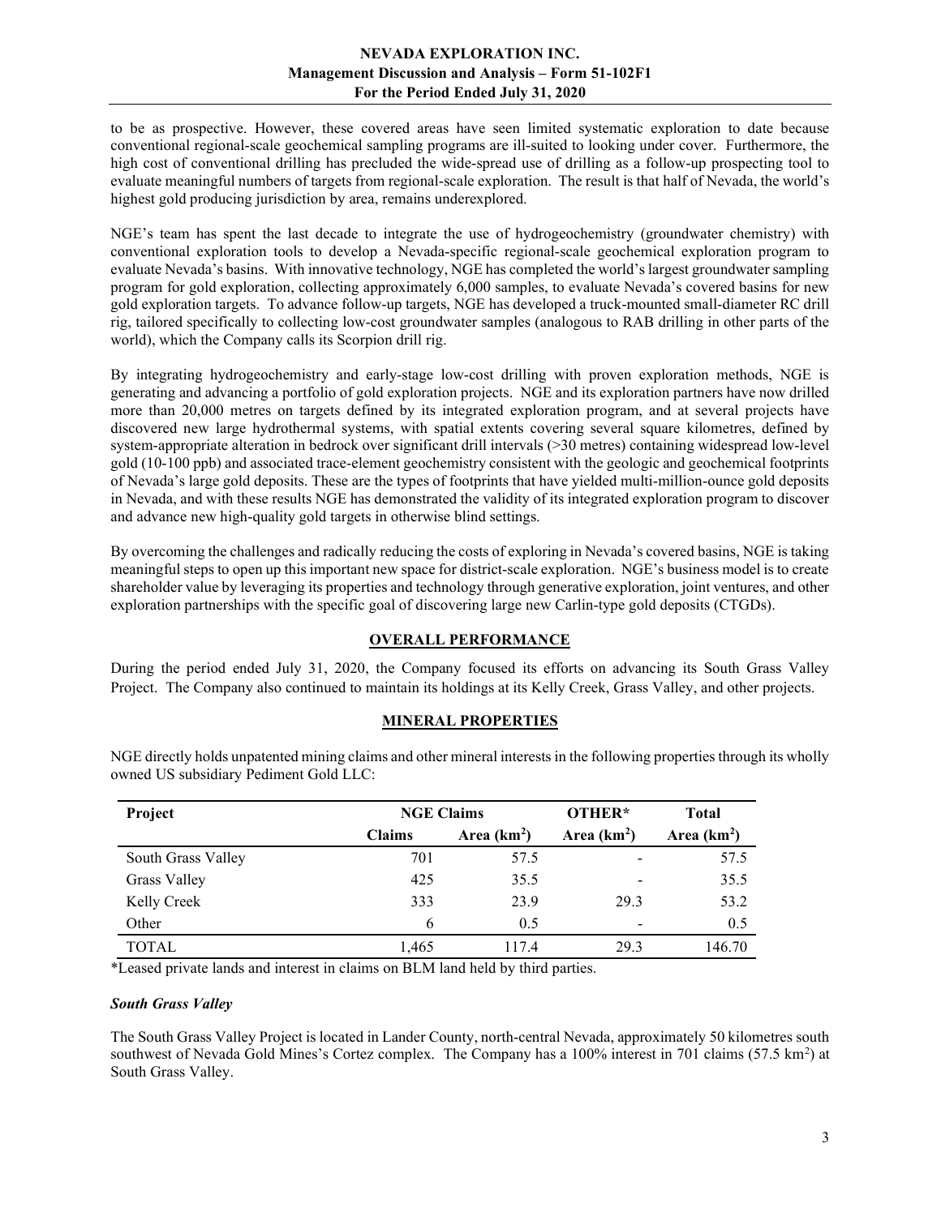to be as prospective. However, these covered areas have seen limited systematic exploration to date because conventional regional-scale geochemical sampling programs are ill-suited to looking under cover. Furthermore, the high cost of conventional drilling has precluded the wide-spread use of drilling as a follow-up prospecting tool to evaluate meaningful numbers of targets from regional-scale exploration. The result is that half of Nevada, the world's highest gold producing jurisdiction by area, remains underexplored.

NGE's team has spent the last decade to integrate the use of hydrogeochemistry (groundwater chemistry) with conventional exploration tools to develop a Nevada-specific regional-scale geochemical exploration program to evaluate Nevada's basins. With innovative technology, NGE has completed the world's largest groundwater sampling program for gold exploration, collecting approximately 6,000 samples, to evaluate Nevada's covered basins for new gold exploration targets. To advance follow-up targets, NGE has developed a truck-mounted small-diameter RC drill rig, tailored specifically to collecting low-cost groundwater samples (analogous to RAB drilling in other parts of the world), which the Company calls its Scorpion drill rig.

By integrating hydrogeochemistry and early-stage low-cost drilling with proven exploration methods, NGE is generating and advancing a portfolio of gold exploration projects. NGE and its exploration partners have now drilled more than 20,000 metres on targets defined by its integrated exploration program, and at several projects have discovered new large hydrothermal systems, with spatial extents covering several square kilometres, defined by system-appropriate alteration in bedrock over significant drill intervals (>30 metres) containing widespread low-level gold (10-100 ppb) and associated trace-element geochemistry consistent with the geologic and geochemical footprints of Nevada's large gold deposits. These are the types of footprints that have yielded multi-million-ounce gold deposits in Nevada, and with these results NGE has demonstrated the validity of its integrated exploration program to discover and advance new high-quality gold targets in otherwise blind settings.

By overcoming the challenges and radically reducing the costs of exploring in Nevada's covered basins, NGE is taking meaningful steps to open up this important new space for district-scale exploration. NGE's business model is to create shareholder value by leveraging its properties and technology through generative exploration, joint ventures, and other exploration partnerships with the specific goal of discovering large new Carlin-type gold deposits (CTGDs).

## OVERALL PERFORMANCE

During the period ended July 31, 2020, the Company focused its efforts on advancing its South Grass Valley Project. The Company also continued to maintain its holdings at its Kelly Creek, Grass Valley, and other projects.

## MINERAL PROPERTIES

NGE directly holds unpatented mining claims and other mineral interests in the following properties through its wholly owned US subsidiary Pediment Gold LLC:

| Project | NGE Claims | | OTHER* | Total |
|---|---|---|---|---|
| | Claims | Area (km$^2$) | Area (km$^2$) | Area (km$^2$) |
| South Grass Valley | 701 | 57.5 | - | 57.5 |
| Grass Valley | 425 | 35.5 | - | 35.5 |
| Kelly Creek | 333 | 23.9 | 29.3 | 53.2 |
| Other | 6 | 0.5 | - | 0.5 |
| TOTAL | 1,465 | 117.4 | 29.3 | 146.70 |

*Leased private lands and interest in claims on BLM land held by third parties.

### *South Grass Valley*

The South Grass Valley Project is located in Lander County, north-central Nevada, approximately 50 kilometres south southwest of Nevada Gold Mines's Cortez complex. The Company has a 100% interest in 701 claims (57.5 km$^2$) at South Grass Valley.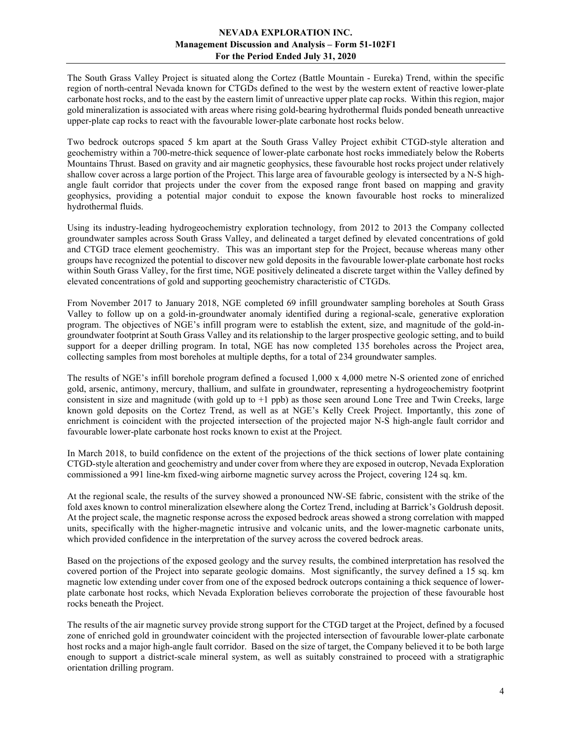The South Grass Valley Project is situated along the Cortez (Battle Mountain - Eureka) Trend, within the specific region of north-central Nevada known for CTGDs defined to the west by the western extent of reactive lower-plate carbonate host rocks, and to the east by the eastern limit of unreactive upper plate cap rocks. Within this region, major gold mineralization is associated with areas where rising gold-bearing hydrothermal fluids ponded beneath unreactive upper-plate cap rocks to react with the favourable lower-plate carbonate host rocks below.

Two bedrock outcrops spaced 5 km apart at the South Grass Valley Project exhibit CTGD-style alteration and geochemistry within a 700-metre-thick sequence of lower-plate carbonate host rocks immediately below the Roberts Mountains Thrust. Based on gravity and air magnetic geophysics, these favourable host rocks project under relatively shallow cover across a large portion of the Project. This large area of favourable geology is intersected by a N-S high-angle fault corridor that projects under the cover from the exposed range front based on mapping and gravity geophysics, providing a potential major conduit to expose the known favourable host rocks to mineralized hydrothermal fluids.

Using its industry-leading hydrogeochemistry exploration technology, from 2012 to 2013 the Company collected groundwater samples across South Grass Valley, and delineated a target defined by elevated concentrations of gold and CTGD trace element geochemistry. This was an important step for the Project, because whereas many other groups have recognized the potential to discover new gold deposits in the favourable lower-plate carbonate host rocks within South Grass Valley, for the first time, NGE positively delineated a discrete target within the Valley defined by elevated concentrations of gold and supporting geochemistry characteristic of CTGDs.

From November 2017 to January 2018, NGE completed 69 infill groundwater sampling boreholes at South Grass Valley to follow up on a gold-in-groundwater anomaly identified during a regional-scale, generative exploration program. The objectives of NGE's infill program were to establish the extent, size, and magnitude of the gold-in-groundwater footprint at South Grass Valley and its relationship to the larger prospective geologic setting, and to build support for a deeper drilling program. In total, NGE has now completed 135 boreholes across the Project area, collecting samples from most boreholes at multiple depths, for a total of 234 groundwater samples.

The results of NGE's infill borehole program defined a focused 1,000 x 4,000 metre N-S oriented zone of enriched gold, arsenic, antimony, mercury, thallium, and sulfate in groundwater, representing a hydrogeochemistry footprint consistent in size and magnitude (with gold up to +1 ppb) as those seen around Lone Tree and Twin Creeks, large known gold deposits on the Cortez Trend, as well as at NGE's Kelly Creek Project. Importantly, this zone of enrichment is coincident with the projected intersection of the projected major N-S high-angle fault corridor and favourable lower-plate carbonate host rocks known to exist at the Project.

In March 2018, to build confidence on the extent of the projections of the thick sections of lower plate containing CTGD-style alteration and geochemistry and under cover from where they are exposed in outcrop, Nevada Exploration commissioned a 991 line-km fixed-wing airborne magnetic survey across the Project, covering 124 sq. km.

At the regional scale, the results of the survey showed a pronounced NW-SE fabric, consistent with the strike of the fold axes known to control mineralization elsewhere along the Cortez Trend, including at Barrick's Goldrush deposit. At the project scale, the magnetic response across the exposed bedrock areas showed a strong correlation with mapped units, specifically with the higher-magnetic intrusive and volcanic units, and the lower-magnetic carbonate units, which provided confidence in the interpretation of the survey across the covered bedrock areas.

Based on the projections of the exposed geology and the survey results, the combined interpretation has resolved the covered portion of the Project into separate geologic domains. Most significantly, the survey defined a 15 sq. km magnetic low extending under cover from one of the exposed bedrock outcrops containing a thick sequence of lower-plate carbonate host rocks, which Nevada Exploration believes corroborate the projection of these favourable host rocks beneath the Project.

The results of the air magnetic survey provide strong support for the CTGD target at the Project, defined by a focused zone of enriched gold in groundwater coincident with the projected intersection of favourable lower-plate carbonate host rocks and a major high-angle fault corridor. Based on the size of target, the Company believed it to be both large enough to support a district-scale mineral system, as well as suitably constrained to proceed with a stratigraphic orientation drilling program.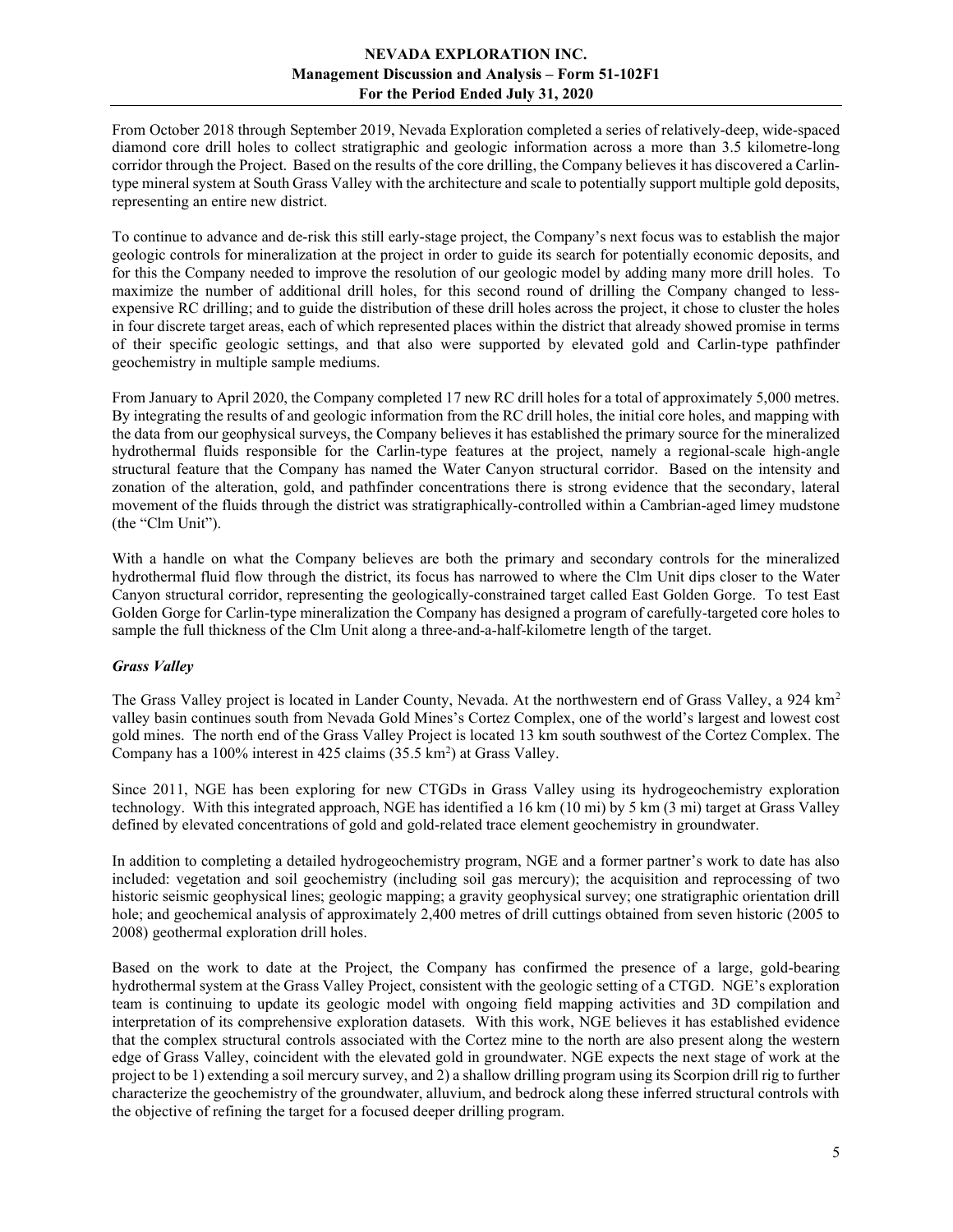From October 2018 through September 2019, Nevada Exploration completed a series of relatively-deep, wide-spaced diamond core drill holes to collect stratigraphic and geologic information across a more than 3.5 kilometre-long corridor through the Project. Based on the results of the core drilling, the Company believes it has discovered a Carlin-type mineral system at South Grass Valley with the architecture and scale to potentially support multiple gold deposits, representing an entire new district.

To continue to advance and de-risk this still early-stage project, the Company's next focus was to establish the major geologic controls for mineralization at the project in order to guide its search for potentially economic deposits, and for this the Company needed to improve the resolution of our geologic model by adding many more drill holes. To maximize the number of additional drill holes, for this second round of drilling the Company changed to less-expensive RC drilling; and to guide the distribution of these drill holes across the project, it chose to cluster the holes in four discrete target areas, each of which represented places within the district that already showed promise in terms of their specific geologic settings, and that also were supported by elevated gold and Carlin-type pathfinder geochemistry in multiple sample mediums.

From January to April 2020, the Company completed 17 new RC drill holes for a total of approximately 5,000 metres. By integrating the results of and geologic information from the RC drill holes, the initial core holes, and mapping with the data from our geophysical surveys, the Company believes it has established the primary source for the mineralized hydrothermal fluids responsible for the Carlin-type features at the project, namely a regional-scale high-angle structural feature that the Company has named the Water Canyon structural corridor. Based on the intensity and zonation of the alteration, gold, and pathfinder concentrations there is strong evidence that the secondary, lateral movement of the fluids through the district was stratigraphically-controlled within a Cambrian-aged limey mudstone (the "Clm Unit").

With a handle on what the Company believes are both the primary and secondary controls for the mineralized hydrothermal fluid flow through the district, its focus has narrowed to where the Clm Unit dips closer to the Water Canyon structural corridor, representing the geologically-constrained target called East Golden Gorge. To test East Golden Gorge for Carlin-type mineralization the Company has designed a program of carefully-targeted core holes to sample the full thickness of the Clm Unit along a three-and-a-half-kilometre length of the target.

### *Grass Valley*

The Grass Valley project is located in Lander County, Nevada. At the northwestern end of Grass Valley, a 924 km$^2$ valley basin continues south from Nevada Gold Mines's Cortez Complex, one of the world's largest and lowest cost gold mines. The north end of the Grass Valley Project is located 13 km south southwest of the Cortez Complex. The Company has a 100% interest in 425 claims (35.5 km$^2$) at Grass Valley.

Since 2011, NGE has been exploring for new CTGDs in Grass Valley using its hydrogeochemistry exploration technology. With this integrated approach, NGE has identified a 16 km (10 mi) by 5 km (3 mi) target at Grass Valley defined by elevated concentrations of gold and gold-related trace element geochemistry in groundwater.

In addition to completing a detailed hydrogeochemistry program, NGE and a former partner's work to date has also included: vegetation and soil geochemistry (including soil gas mercury); the acquisition and reprocessing of two historic seismic geophysical lines; geologic mapping; a gravity geophysical survey; one stratigraphic orientation drill hole; and geochemical analysis of approximately 2,400 metres of drill cuttings obtained from seven historic (2005 to 2008) geothermal exploration drill holes.

Based on the work to date at the Project, the Company has confirmed the presence of a large, gold-bearing hydrothermal system at the Grass Valley Project, consistent with the geologic setting of a CTGD. NGE's exploration team is continuing to update its geologic model with ongoing field mapping activities and 3D compilation and interpretation of its comprehensive exploration datasets. With this work, NGE believes it has established evidence that the complex structural controls associated with the Cortez mine to the north are also present along the western edge of Grass Valley, coincident with the elevated gold in groundwater. NGE expects the next stage of work at the project to be 1) extending a soil mercury survey, and 2) a shallow drilling program using its Scorpion drill rig to further characterize the geochemistry of the groundwater, alluvium, and bedrock along these inferred structural controls with the objective of refining the target for a focused deeper drilling program.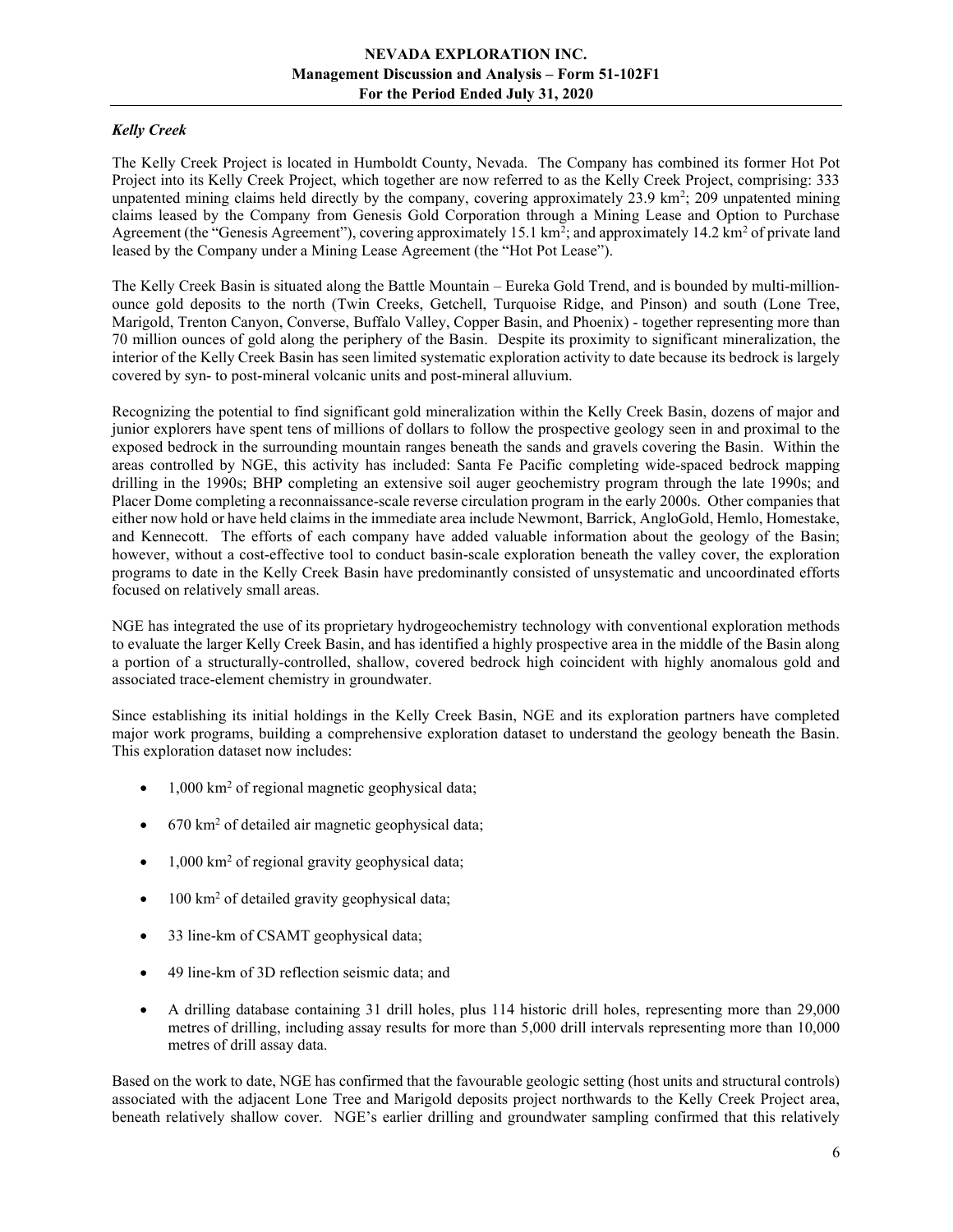### *Kelly Creek*

The Kelly Creek Project is located in Humboldt County, Nevada. The Company has combined its former Hot Pot Project into its Kelly Creek Project, which together are now referred to as the Kelly Creek Project, comprising: 333 unpatented mining claims held directly by the company, covering approximately 23.9 km$^2$; 209 unpatented mining claims leased by the Company from Genesis Gold Corporation through a Mining Lease and Option to Purchase Agreement (the "Genesis Agreement"), covering approximately 15.1 km$^2$; and approximately 14.2 km$^2$ of private land leased by the Company under a Mining Lease Agreement (the "Hot Pot Lease").

The Kelly Creek Basin is situated along the Battle Mountain – Eureka Gold Trend, and is bounded by multi-million-ounce gold deposits to the north (Twin Creeks, Getchell, Turquoise Ridge, and Pinson) and south (Lone Tree, Marigold, Trenton Canyon, Converse, Buffalo Valley, Copper Basin, and Phoenix) - together representing more than 70 million ounces of gold along the periphery of the Basin. Despite its proximity to significant mineralization, the interior of the Kelly Creek Basin has seen limited systematic exploration activity to date because its bedrock is largely covered by syn- to post-mineral volcanic units and post-mineral alluvium.

Recognizing the potential to find significant gold mineralization within the Kelly Creek Basin, dozens of major and junior explorers have spent tens of millions of dollars to follow the prospective geology seen in and proximal to the exposed bedrock in the surrounding mountain ranges beneath the sands and gravels covering the Basin. Within the areas controlled by NGE, this activity has included: Santa Fe Pacific completing wide-spaced bedrock mapping drilling in the 1990s; BHP completing an extensive soil auger geochemistry program through the late 1990s; and Placer Dome completing a reconnaissance-scale reverse circulation program in the early 2000s. Other companies that either now hold or have held claims in the immediate area include Newmont, Barrick, AngloGold, Hemlo, Homestake, and Kennecott. The efforts of each company have added valuable information about the geology of the Basin; however, without a cost-effective tool to conduct basin-scale exploration beneath the valley cover, the exploration programs to date in the Kelly Creek Basin have predominantly consisted of unsystematic and uncoordinated efforts focused on relatively small areas.

NGE has integrated the use of its proprietary hydrogeochemistry technology with conventional exploration methods to evaluate the larger Kelly Creek Basin, and has identified a highly prospective area in the middle of the Basin along a portion of a structurally-controlled, shallow, covered bedrock high coincident with highly anomalous gold and associated trace-element chemistry in groundwater.

Since establishing its initial holdings in the Kelly Creek Basin, NGE and its exploration partners have completed major work programs, building a comprehensive exploration dataset to understand the geology beneath the Basin. This exploration dataset now includes:

- 1,000 km$^2$ of regional magnetic geophysical data;
- 670 km$^2$ of detailed air magnetic geophysical data;
- 1,000 km$^2$ of regional gravity geophysical data;
- 100 km$^2$ of detailed gravity geophysical data;
- 33 line-km of CSAMT geophysical data;
- 49 line-km of 3D reflection seismic data; and
- A drilling database containing 31 drill holes, plus 114 historic drill holes, representing more than 29,000 metres of drilling, including assay results for more than 5,000 drill intervals representing more than 10,000 metres of drill assay data.

Based on the work to date, NGE has confirmed that the favourable geologic setting (host units and structural controls) associated with the adjacent Lone Tree and Marigold deposits project northwards to the Kelly Creek Project area, beneath relatively shallow cover. NGE's earlier drilling and groundwater sampling confirmed that this relatively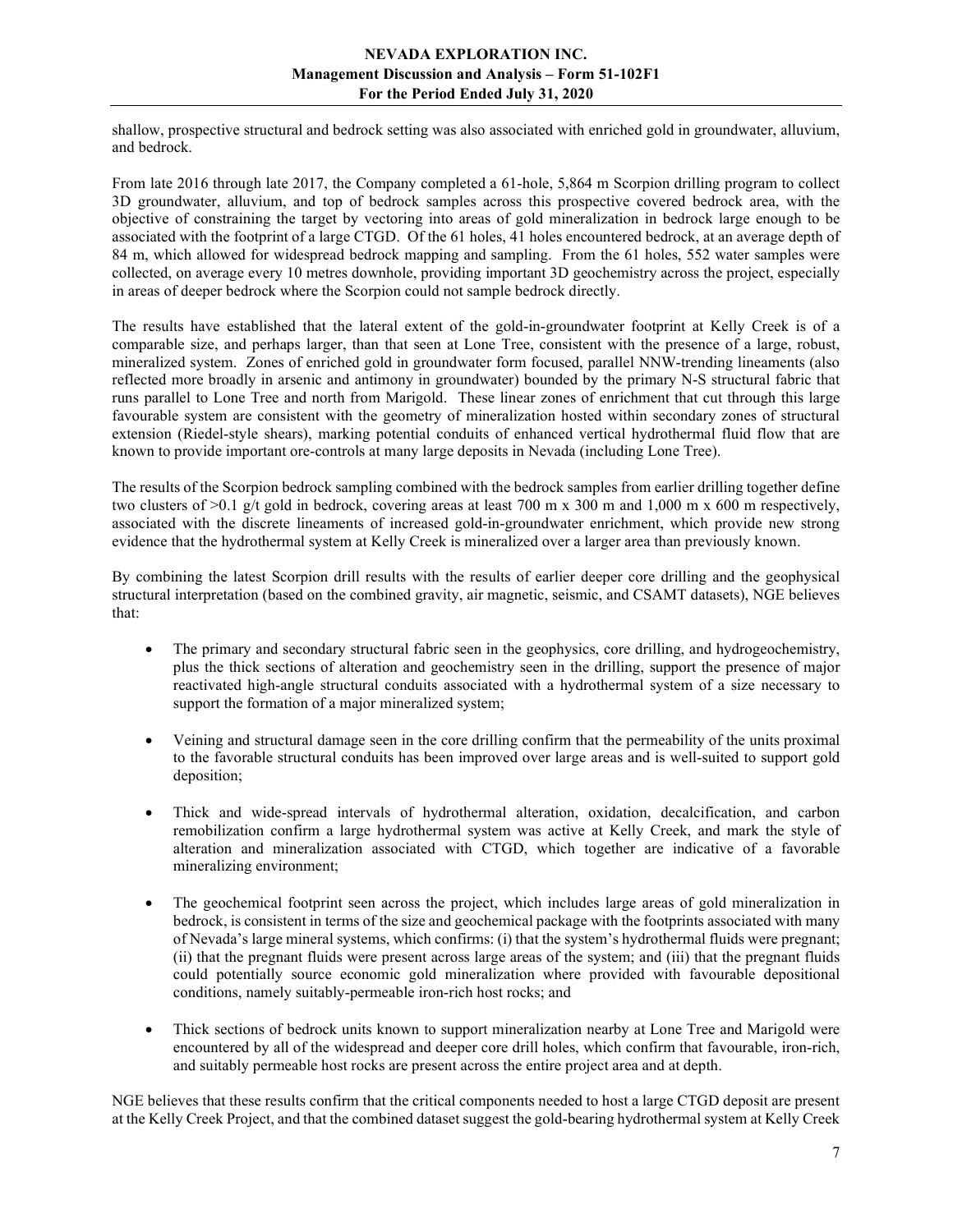shallow, prospective structural and bedrock setting was also associated with enriched gold in groundwater, alluvium, and bedrock.

From late 2016 through late 2017, the Company completed a 61-hole, 5,864 m Scorpion drilling program to collect 3D groundwater, alluvium, and top of bedrock samples across this prospective covered bedrock area, with the objective of constraining the target by vectoring into areas of gold mineralization in bedrock large enough to be associated with the footprint of a large CTGD. Of the 61 holes, 41 holes encountered bedrock, at an average depth of 84 m, which allowed for widespread bedrock mapping and sampling. From the 61 holes, 552 water samples were collected, on average every 10 metres downhole, providing important 3D geochemistry across the project, especially in areas of deeper bedrock where the Scorpion could not sample bedrock directly.

The results have established that the lateral extent of the gold-in-groundwater footprint at Kelly Creek is of a comparable size, and perhaps larger, than that seen at Lone Tree, consistent with the presence of a large, robust, mineralized system. Zones of enriched gold in groundwater form focused, parallel NNW-trending lineaments (also reflected more broadly in arsenic and antimony in groundwater) bounded by the primary N-S structural fabric that runs parallel to Lone Tree and north from Marigold. These linear zones of enrichment that cut through this large favourable system are consistent with the geometry of mineralization hosted within secondary zones of structural extension (Riedel-style shears), marking potential conduits of enhanced vertical hydrothermal fluid flow that are known to provide important ore-controls at many large deposits in Nevada (including Lone Tree).

The results of the Scorpion bedrock sampling combined with the bedrock samples from earlier drilling together define two clusters of >0.1 g/t gold in bedrock, covering areas at least 700 m x 300 m and 1,000 m x 600 m respectively, associated with the discrete lineaments of increased gold-in-groundwater enrichment, which provide new strong evidence that the hydrothermal system at Kelly Creek is mineralized over a larger area than previously known.

By combining the latest Scorpion drill results with the results of earlier deeper core drilling and the geophysical structural interpretation (based on the combined gravity, air magnetic, seismic, and CSAMT datasets), NGE believes that:

- The primary and secondary structural fabric seen in the geophysics, core drilling, and hydrogeochemistry, plus the thick sections of alteration and geochemistry seen in the drilling, support the presence of major reactivated high-angle structural conduits associated with a hydrothermal system of a size necessary to support the formation of a major mineralized system;

- Veining and structural damage seen in the core drilling confirm that the permeability of the units proximal to the favorable structural conduits has been improved over large areas and is well-suited to support gold deposition;

- Thick and wide-spread intervals of hydrothermal alteration, oxidation, decalcification, and carbon remobilization confirm a large hydrothermal system was active at Kelly Creek, and mark the style of alteration and mineralization associated with CTGD, which together are indicative of a favorable mineralizing environment;

- The geochemical footprint seen across the project, which includes large areas of gold mineralization in bedrock, is consistent in terms of the size and geochemical package with the footprints associated with many of Nevada's large mineral systems, which confirms: (i) that the system's hydrothermal fluids were pregnant; (ii) that the pregnant fluids were present across large areas of the system; and (iii) that the pregnant fluids could potentially source economic gold mineralization where provided with favourable depositional conditions, namely suitably-permeable iron-rich host rocks; and

- Thick sections of bedrock units known to support mineralization nearby at Lone Tree and Marigold were encountered by all of the widespread and deeper core drill holes, which confirm that favourable, iron-rich, and suitably permeable host rocks are present across the entire project area and at depth.

NGE believes that these results confirm that the critical components needed to host a large CTGD deposit are present at the Kelly Creek Project, and that the combined dataset suggest the gold-bearing hydrothermal system at Kelly Creek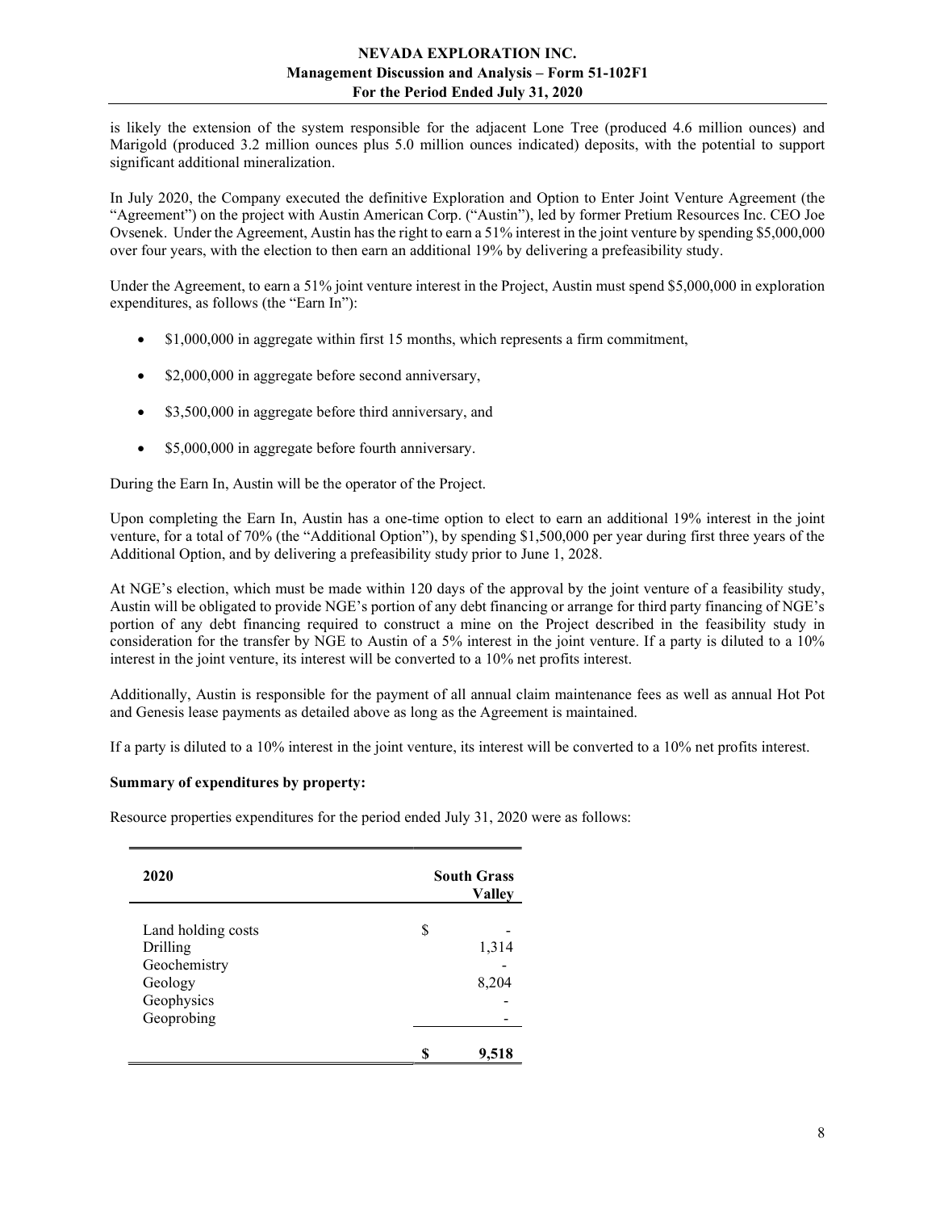is likely the extension of the system responsible for the adjacent Lone Tree (produced 4.6 million ounces) and Marigold (produced 3.2 million ounces plus 5.0 million ounces indicated) deposits, with the potential to support significant additional mineralization.

In July 2020, the Company executed the definitive Exploration and Option to Enter Joint Venture Agreement (the "Agreement") on the project with Austin American Corp. ("Austin"), led by former Pretium Resources Inc. CEO Joe Ovsenek. Under the Agreement, Austin has the right to earn a 51% interest in the joint venture by spending $5,000,000 over four years, with the election to then earn an additional 19% by delivering a prefeasibility study.

Under the Agreement, to earn a 51% joint venture interest in the Project, Austin must spend $5,000,000 in exploration expenditures, as follows (the "Earn In"):

- $1,000,000 in aggregate within first 15 months, which represents a firm commitment,
- $2,000,000 in aggregate before second anniversary,
- $3,500,000 in aggregate before third anniversary, and
- $5,000,000 in aggregate before fourth anniversary.

During the Earn In, Austin will be the operator of the Project.

Upon completing the Earn In, Austin has a one-time option to elect to earn an additional 19% interest in the joint venture, for a total of 70% (the "Additional Option"), by spending $1,500,000 per year during first three years of the Additional Option, and by delivering a prefeasibility study prior to June 1, 2028.

At NGE's election, which must be made within 120 days of the approval by the joint venture of a feasibility study, Austin will be obligated to provide NGE's portion of any debt financing or arrange for third party financing of NGE's portion of any debt financing required to construct a mine on the Project described in the feasibility study in consideration for the transfer by NGE to Austin of a 5% interest in the joint venture. If a party is diluted to a 10% interest in the joint venture, its interest will be converted to a 10% net profits interest.

Additionally, Austin is responsible for the payment of all annual claim maintenance fees as well as annual Hot Pot and Genesis lease payments as detailed above as long as the Agreement is maintained.

If a party is diluted to a 10% interest in the joint venture, its interest will be converted to a 10% net profits interest.

**Summary of expenditures by property:**

Resource properties expenditures for the period ended July 31, 2020 were as follows:

| 2020 | South Grass Valley |
|---|---|
| Land holding costs | $ - |
| Drilling | 1,314 |
| Geochemistry | - |
| Geology | 8,204 |
| Geophysics | - |
| Geoprobing | - |
| | **$ 9,518** |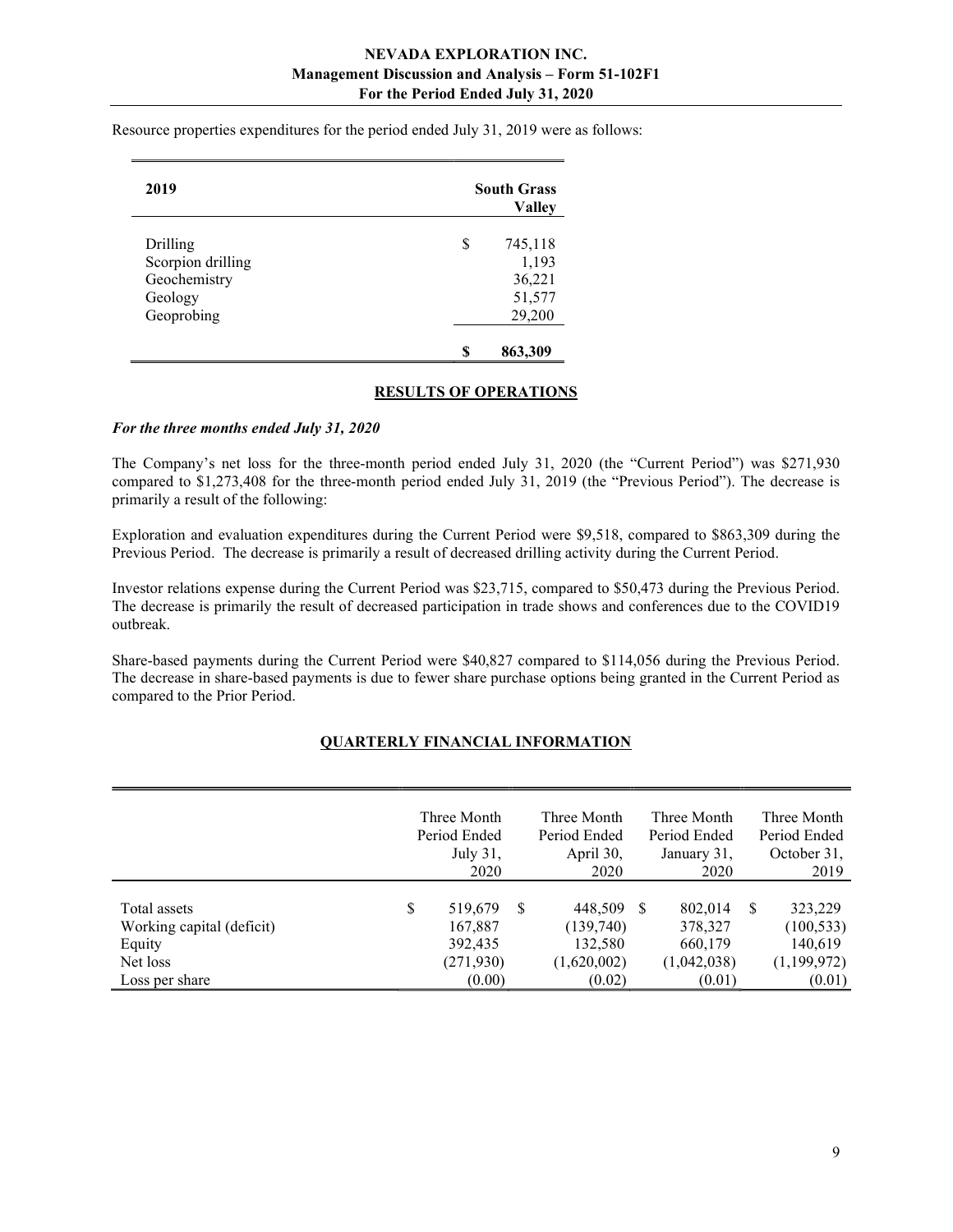Resource properties expenditures for the period ended July 31, 2019 were as follows:

| 2019 | South Grass Valley |
|---|---|
| Drilling | $ 745,118 |
| Scorpion drilling | 1,193 |
| Geochemistry | 36,221 |
| Geology | 51,577 |
| Geoprobing | 29,200 |
| | **$ 863,309** |

## RESULTS OF OPERATIONS

***For the three months ended July 31, 2020***

The Company's net loss for the three-month period ended July 31, 2020 (the "Current Period") was $271,930 compared to $1,273,408 for the three-month period ended July 31, 2019 (the "Previous Period"). The decrease is primarily a result of the following:

Exploration and evaluation expenditures during the Current Period were $9,518, compared to $863,309 during the Previous Period. The decrease is primarily a result of decreased drilling activity during the Current Period.

Investor relations expense during the Current Period was $23,715, compared to $50,473 during the Previous Period. The decrease is primarily the result of decreased participation in trade shows and conferences due to the COVID19 outbreak.

Share-based payments during the Current Period were $40,827 compared to $114,056 during the Previous Period. The decrease in share-based payments is due to fewer share purchase options being granted in the Current Period as compared to the Prior Period.

## QUARTERLY FINANCIAL INFORMATION

| | Three Month Period Ended July 31, 2020 | Three Month Period Ended April 30, 2020 | Three Month Period Ended January 31, 2020 | Three Month Period Ended October 31, 2019 |
|---|---|---|---|---|
| Total assets | $ 519,679 | $ 448,509 | $ 802,014 | $ 323,229 |
| Working capital (deficit) | 167,887 | (139,740) | 378,327 | (100,533) |
| Equity | 392,435 | 132,580 | 660,179 | 140,619 |
| Net loss | (271,930) | (1,620,002) | (1,042,038) | (1,199,972) |
| Loss per share | (0.00) | (0.02) | (0.01) | (0.01) |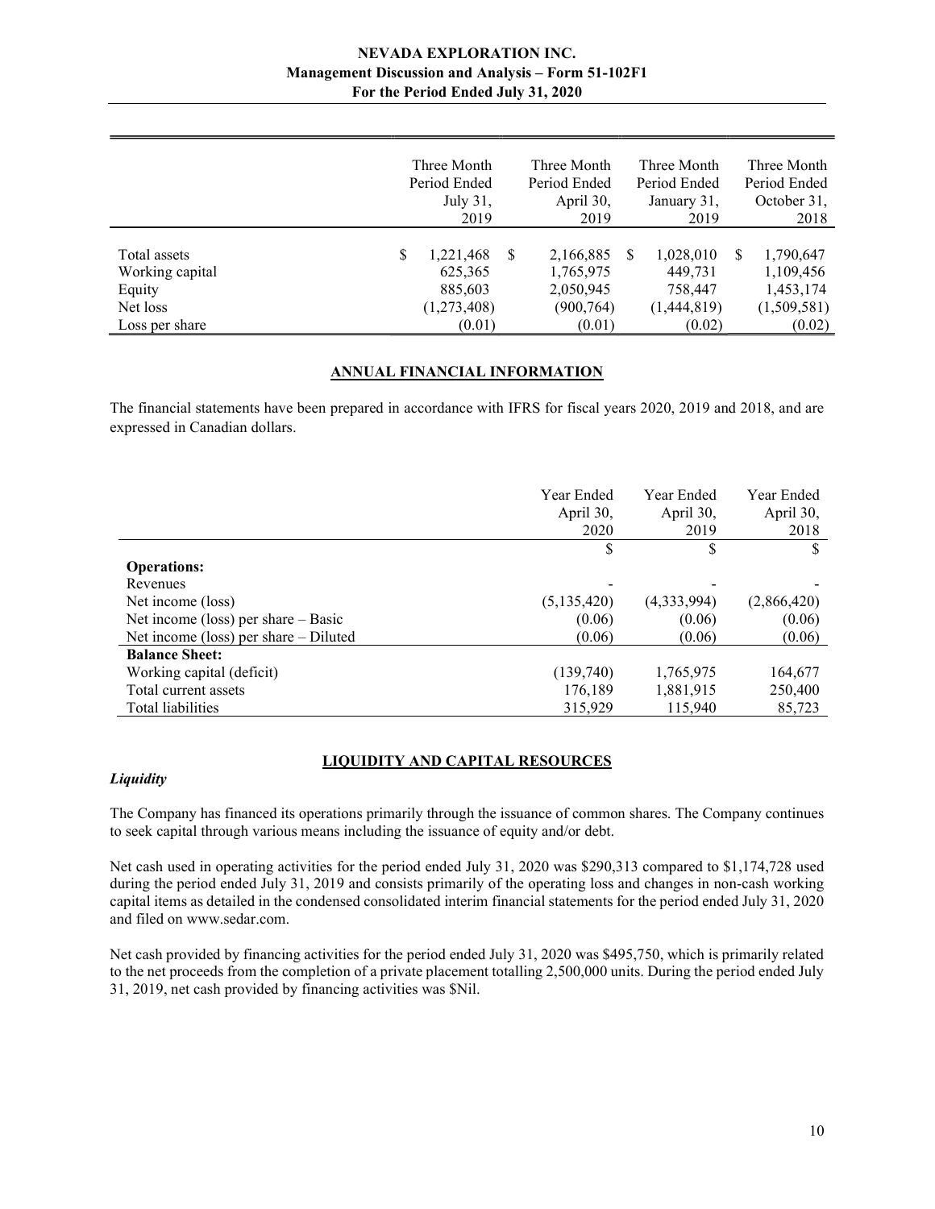| | Three Month Period Ended July 31, 2019 | Three Month Period Ended April 30, 2019 | Three Month Period Ended January 31, 2019 | Three Month Period Ended October 31, 2018 |
|---|---|---|---|---|
| Total assets | $ 1,221,468 | $ 2,166,885 | $ 1,028,010 | $ 1,790,647 |
| Working capital | 625,365 | 1,765,975 | 449,731 | 1,109,456 |
| Equity | 885,603 | 2,050,945 | 758,447 | 1,453,174 |
| Net loss | (1,273,408) | (900,764) | (1,444,819) | (1,509,581) |
| Loss per share | (0.01) | (0.01) | (0.02) | (0.02) |

## ANNUAL FINANCIAL INFORMATION

The financial statements have been prepared in accordance with IFRS for fiscal years 2020, 2019 and 2018, and are expressed in Canadian dollars.

| | Year Ended April 30, 2020 | Year Ended April 30, 2019 | Year Ended April 30, 2018 |
|---|---|---|---|
| | $ | $ | $ |
| **Operations:** | | | |
| Revenues | - | - | - |
| Net income (loss) | (5,135,420) | (4,333,994) | (2,866,420) |
| Net income (loss) per share – Basic | (0.06) | (0.06) | (0.06) |
| Net income (loss) per share – Diluted | (0.06) | (0.06) | (0.06) |
| **Balance Sheet:** | | | |
| Working capital (deficit) | (139,740) | 1,765,975 | 164,677 |
| Total current assets | 176,189 | 1,881,915 | 250,400 |
| Total liabilities | 315,929 | 115,940 | 85,723 |

## LIQUIDITY AND CAPITAL RESOURCES

### *Liquidity*

The Company has financed its operations primarily through the issuance of common shares. The Company continues to seek capital through various means including the issuance of equity and/or debt.

Net cash used in operating activities for the period ended July 31, 2020 was $290,313 compared to $1,174,728 used during the period ended July 31, 2019 and consists primarily of the operating loss and changes in non-cash working capital items as detailed in the condensed consolidated interim financial statements for the period ended July 31, 2020 and filed on www.sedar.com.

Net cash provided by financing activities for the period ended July 31, 2020 was $495,750, which is primarily related to the net proceeds from the completion of a private placement totalling 2,500,000 units. During the period ended July 31, 2019, net cash provided by financing activities was $Nil.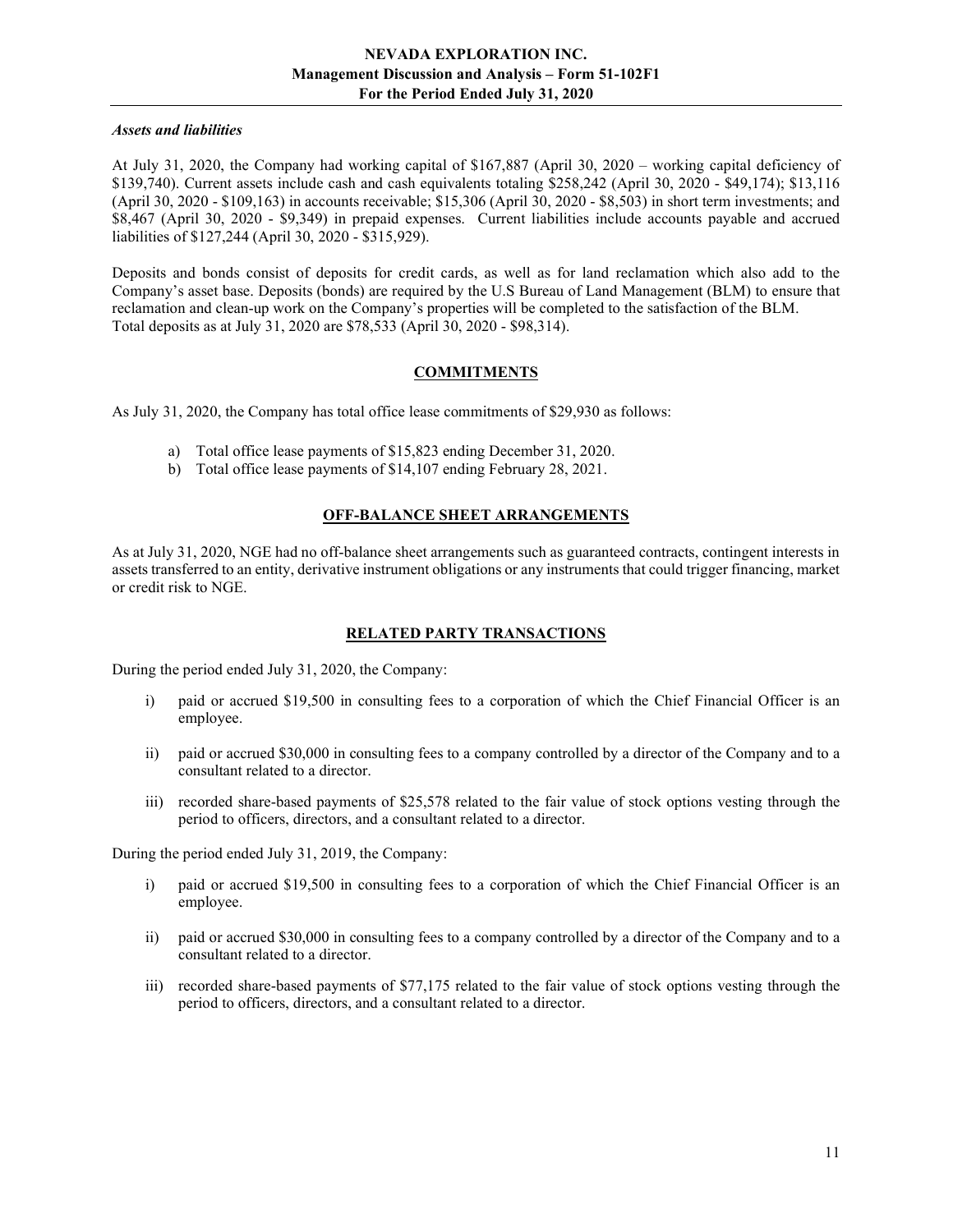*Assets and liabilities*

At July 31, 2020, the Company had working capital of $167,887 (April 30, 2020 – working capital deficiency of $139,740). Current assets include cash and cash equivalents totaling $258,242 (April 30, 2020 - $49,174); $13,116 (April 30, 2020 - $109,163) in accounts receivable; $15,306 (April 30, 2020 - $8,503) in short term investments; and $8,467 (April 30, 2020 - $9,349) in prepaid expenses. Current liabilities include accounts payable and accrued liabilities of $127,244 (April 30, 2020 - $315,929).

Deposits and bonds consist of deposits for credit cards, as well as for land reclamation which also add to the Company's asset base. Deposits (bonds) are required by the U.S Bureau of Land Management (BLM) to ensure that reclamation and clean-up work on the Company's properties will be completed to the satisfaction of the BLM. Total deposits as at July 31, 2020 are $78,533 (April 30, 2020 - $98,314).

## COMMITMENTS

As July 31, 2020, the Company has total office lease commitments of $29,930 as follows:

a) Total office lease payments of $15,823 ending December 31, 2020.
b) Total office lease payments of $14,107 ending February 28, 2021.

## OFF-BALANCE SHEET ARRANGEMENTS

As at July 31, 2020, NGE had no off-balance sheet arrangements such as guaranteed contracts, contingent interests in assets transferred to an entity, derivative instrument obligations or any instruments that could trigger financing, market or credit risk to NGE.

## RELATED PARTY TRANSACTIONS

During the period ended July 31, 2020, the Company:

i) paid or accrued $19,500 in consulting fees to a corporation of which the Chief Financial Officer is an employee.

ii) paid or accrued $30,000 in consulting fees to a company controlled by a director of the Company and to a consultant related to a director.

iii) recorded share-based payments of $25,578 related to the fair value of stock options vesting through the period to officers, directors, and a consultant related to a director.

During the period ended July 31, 2019, the Company:

i) paid or accrued $19,500 in consulting fees to a corporation of which the Chief Financial Officer is an employee.

ii) paid or accrued $30,000 in consulting fees to a company controlled by a director of the Company and to a consultant related to a director.

iii) recorded share-based payments of $77,175 related to the fair value of stock options vesting through the period to officers, directors, and a consultant related to a director.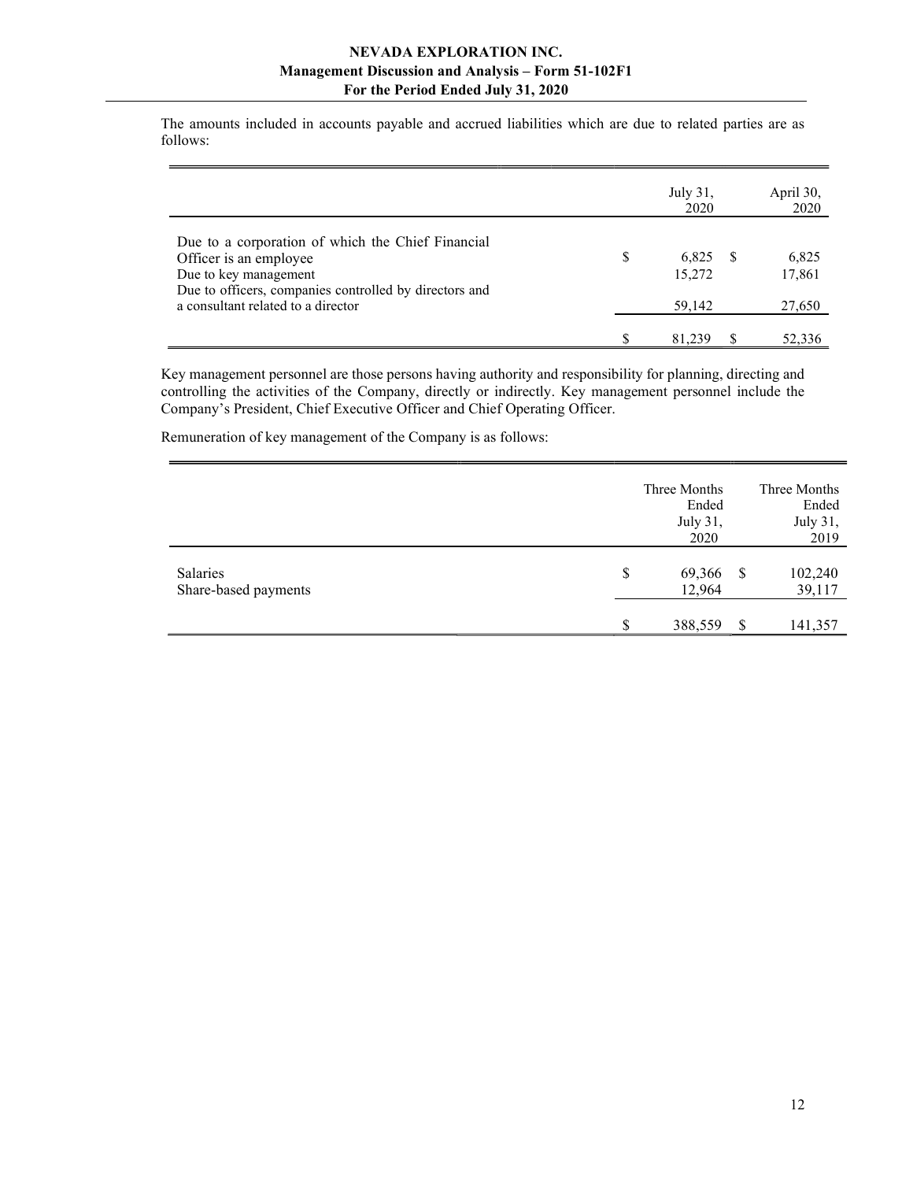The amounts included in accounts payable and accrued liabilities which are due to related parties are as follows:

| | July 31, 2020 | April 30, 2020 |
|---|---|---|
| Due to a corporation of which the Chief Financial Officer is an employee | $ 6,825 | $ 6,825 |
| Due to key management | 15,272 | 17,861 |
| Due to officers, companies controlled by directors and a consultant related to a director | 59,142 | 27,650 |
| | $ 81,239 | $ 52,336 |

Key management personnel are those persons having authority and responsibility for planning, directing and controlling the activities of the Company, directly or indirectly. Key management personnel include the Company's President, Chief Executive Officer and Chief Operating Officer.

Remuneration of key management of the Company is as follows:

| | Three Months Ended July 31, 2020 | Three Months Ended July 31, 2019 |
|---|---|---|
| Salaries | $ 69,366 | $ 102,240 |
| Share-based payments | 12,964 | 39,117 |
| | $ 388,559 | $ 141,357 |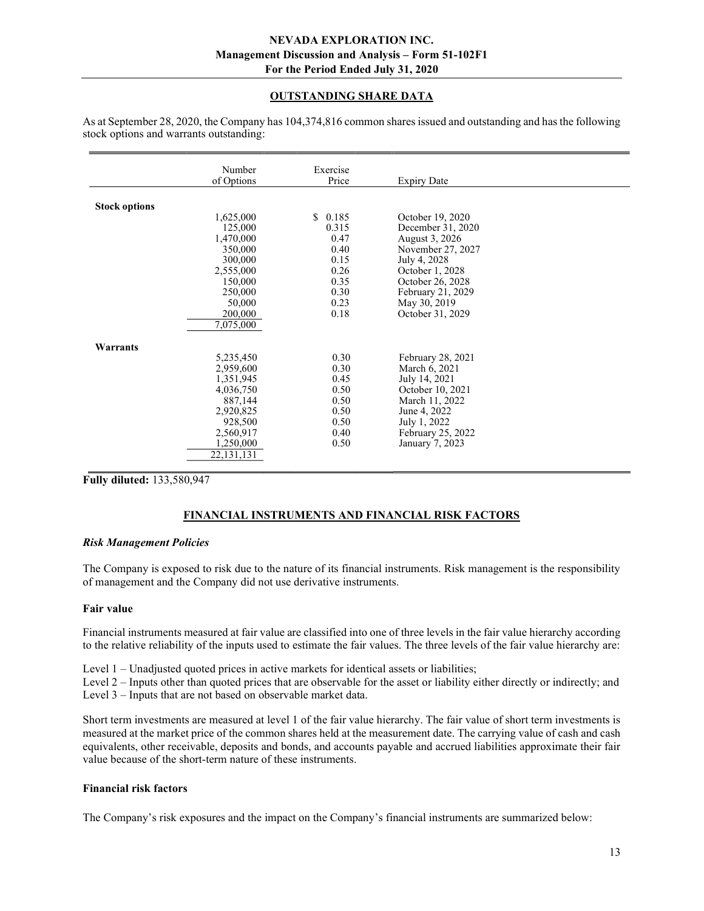## OUTSTANDING SHARE DATA

As at September 28, 2020, the Company has 104,374,816 common shares issued and outstanding and has the following stock options and warrants outstanding:

| | Number of Options | Exercise Price | Expiry Date |
|---|---|---|---|
| **Stock options** | | | |
| | 1,625,000 | $ 0.185 | October 19, 2020 |
| | 125,000 | 0.315 | December 31, 2020 |
| | 1,470,000 | 0.47 | August 3, 2026 |
| | 350,000 | 0.40 | November 27, 2027 |
| | 300,000 | 0.15 | July 4, 2028 |
| | 2,555,000 | 0.26 | October 1, 2028 |
| | 150,000 | 0.35 | October 26, 2028 |
| | 250,000 | 0.30 | February 21, 2029 |
| | 50,000 | 0.23 | May 30, 2019 |
| | 200,000 | 0.18 | October 31, 2029 |
| | 7,075,000 | | |
| **Warrants** | | | |
| | 5,235,450 | 0.30 | February 28, 2021 |
| | 2,959,600 | 0.30 | March 6, 2021 |
| | 1,351,945 | 0.45 | July 14, 2021 |
| | 4,036,750 | 0.50 | October 10, 2021 |
| | 887,144 | 0.50 | March 11, 2022 |
| | 2,920,825 | 0.50 | June 4, 2022 |
| | 928,500 | 0.50 | July 1, 2022 |
| | 2,560,917 | 0.40 | February 25, 2022 |
| | 1,250,000 | 0.50 | January 7, 2023 |
| | 22,131,131 | | |

**Fully diluted:** 133,580,947

## FINANCIAL INSTRUMENTS AND FINANCIAL RISK FACTORS

### *Risk Management Policies*

The Company is exposed to risk due to the nature of its financial instruments. Risk management is the responsibility of management and the Company did not use derivative instruments.

### Fair value

Financial instruments measured at fair value are classified into one of three levels in the fair value hierarchy according to the relative reliability of the inputs used to estimate the fair values. The three levels of the fair value hierarchy are:

Level 1 – Unadjusted quoted prices in active markets for identical assets or liabilities;
Level 2 – Inputs other than quoted prices that are observable for the asset or liability either directly or indirectly; and
Level 3 – Inputs that are not based on observable market data.

Short term investments are measured at level 1 of the fair value hierarchy. The fair value of short term investments is measured at the market price of the common shares held at the measurement date. The carrying value of cash and cash equivalents, other receivable, deposits and bonds, and accounts payable and accrued liabilities approximate their fair value because of the short-term nature of these instruments.

### Financial risk factors

The Company's risk exposures and the impact on the Company's financial instruments are summarized below: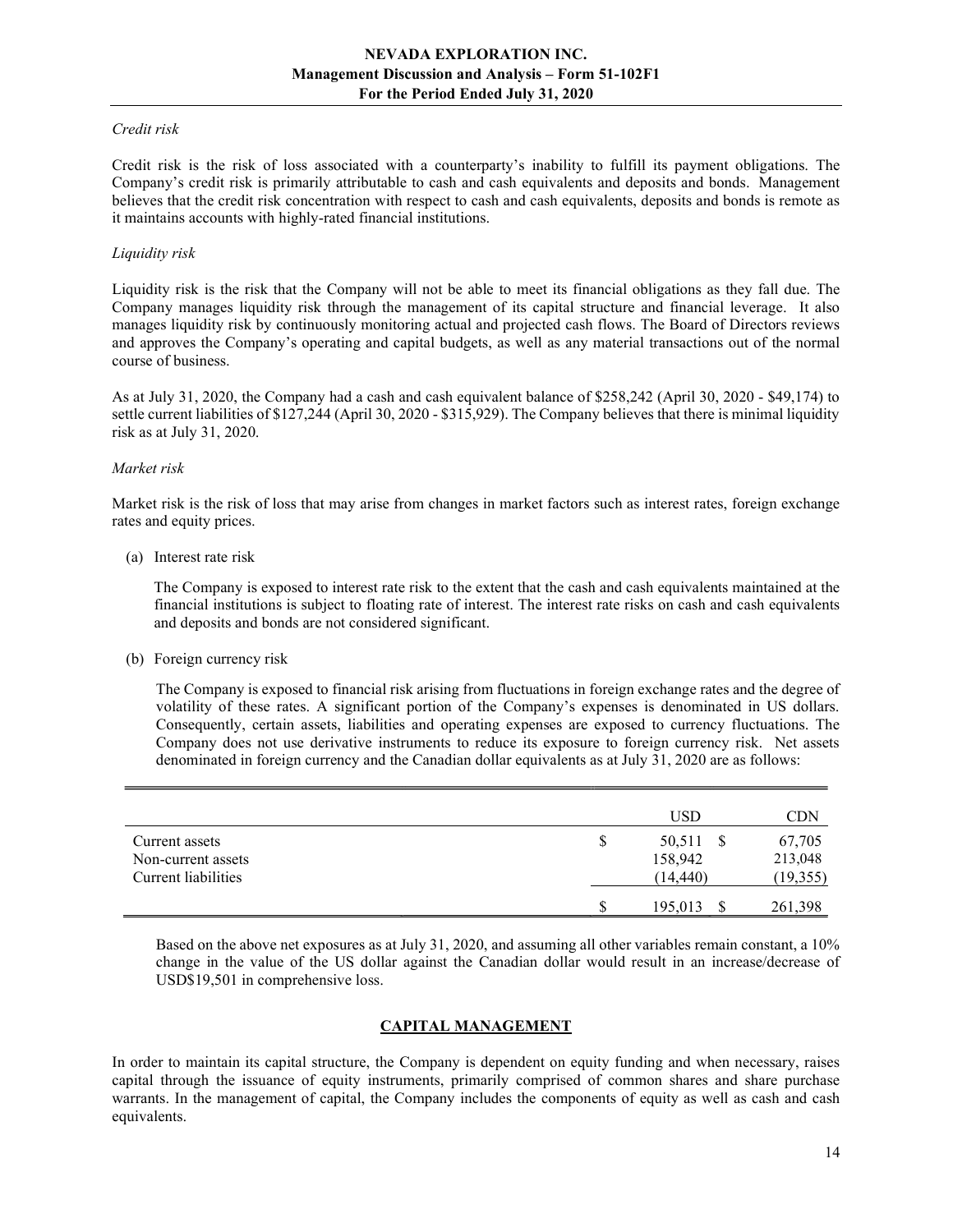*Credit risk*

Credit risk is the risk of loss associated with a counterparty's inability to fulfill its payment obligations. The Company's credit risk is primarily attributable to cash and cash equivalents and deposits and bonds. Management believes that the credit risk concentration with respect to cash and cash equivalents, deposits and bonds is remote as it maintains accounts with highly-rated financial institutions.

*Liquidity risk*

Liquidity risk is the risk that the Company will not be able to meet its financial obligations as they fall due. The Company manages liquidity risk through the management of its capital structure and financial leverage. It also manages liquidity risk by continuously monitoring actual and projected cash flows. The Board of Directors reviews and approves the Company's operating and capital budgets, as well as any material transactions out of the normal course of business.

As at July 31, 2020, the Company had a cash and cash equivalent balance of $258,242 (April 30, 2020 - $49,174) to settle current liabilities of $127,244 (April 30, 2020 - $315,929). The Company believes that there is minimal liquidity risk as at July 31, 2020.

*Market risk*

Market risk is the risk of loss that may arise from changes in market factors such as interest rates, foreign exchange rates and equity prices.

(a) Interest rate risk

The Company is exposed to interest rate risk to the extent that the cash and cash equivalents maintained at the financial institutions is subject to floating rate of interest. The interest rate risks on cash and cash equivalents and deposits and bonds are not considered significant.

(b) Foreign currency risk

The Company is exposed to financial risk arising from fluctuations in foreign exchange rates and the degree of volatility of these rates. A significant portion of the Company's expenses is denominated in US dollars. Consequently, certain assets, liabilities and operating expenses are exposed to currency fluctuations. The Company does not use derivative instruments to reduce its exposure to foreign currency risk. Net assets denominated in foreign currency and the Canadian dollar equivalents as at July 31, 2020 are as follows:

| | USD | CDN |
|---|---|---|
| Current assets | $ 50,511 | $ 67,705 |
| Non-current assets | 158,942 | 213,048 |
| Current liabilities | (14,440) | (19,355) |
| | $ 195,013 | $ 261,398 |

Based on the above net exposures as at July 31, 2020, and assuming all other variables remain constant, a 10% change in the value of the US dollar against the Canadian dollar would result in an increase/decrease of USD$19,501 in comprehensive loss.

## CAPITAL MANAGEMENT

In order to maintain its capital structure, the Company is dependent on equity funding and when necessary, raises capital through the issuance of equity instruments, primarily comprised of common shares and share purchase warrants. In the management of capital, the Company includes the components of equity as well as cash and cash equivalents.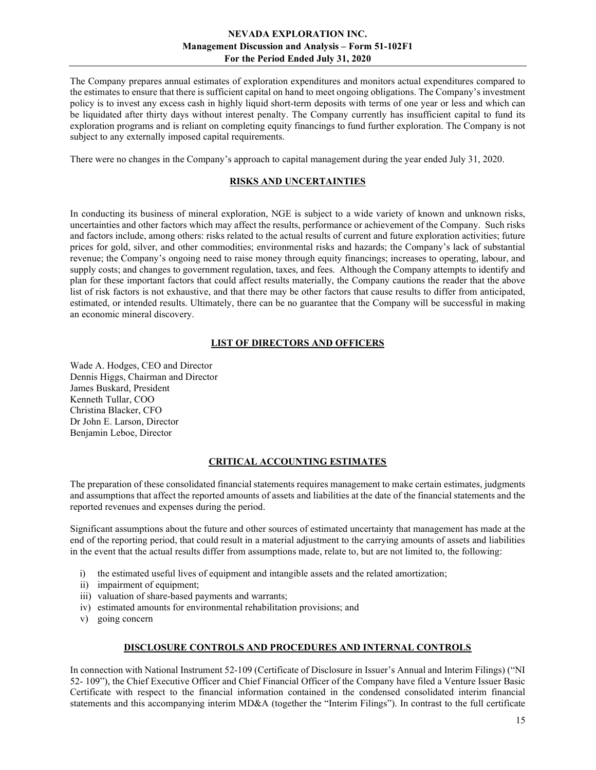The Company prepares annual estimates of exploration expenditures and monitors actual expenditures compared to the estimates to ensure that there is sufficient capital on hand to meet ongoing obligations. The Company's investment policy is to invest any excess cash in highly liquid short-term deposits with terms of one year or less and which can be liquidated after thirty days without interest penalty. The Company currently has insufficient capital to fund its exploration programs and is reliant on completing equity financings to fund further exploration. The Company is not subject to any externally imposed capital requirements.

There were no changes in the Company's approach to capital management during the year ended July 31, 2020.

## RISKS AND UNCERTAINTIES

In conducting its business of mineral exploration, NGE is subject to a wide variety of known and unknown risks, uncertainties and other factors which may affect the results, performance or achievement of the Company. Such risks and factors include, among others: risks related to the actual results of current and future exploration activities; future prices for gold, silver, and other commodities; environmental risks and hazards; the Company's lack of substantial revenue; the Company's ongoing need to raise money through equity financings; increases to operating, labour, and supply costs; and changes to government regulation, taxes, and fees. Although the Company attempts to identify and plan for these important factors that could affect results materially, the Company cautions the reader that the above list of risk factors is not exhaustive, and that there may be other factors that cause results to differ from anticipated, estimated, or intended results. Ultimately, there can be no guarantee that the Company will be successful in making an economic mineral discovery.

## LIST OF DIRECTORS AND OFFICERS

Wade A. Hodges, CEO and Director
Dennis Higgs, Chairman and Director
James Buskard, President
Kenneth Tullar, COO
Christina Blacker, CFO
Dr John E. Larson, Director
Benjamin Leboe, Director

## CRITICAL ACCOUNTING ESTIMATES

The preparation of these consolidated financial statements requires management to make certain estimates, judgments and assumptions that affect the reported amounts of assets and liabilities at the date of the financial statements and the reported revenues and expenses during the period.

Significant assumptions about the future and other sources of estimated uncertainty that management has made at the end of the reporting period, that could result in a material adjustment to the carrying amounts of assets and liabilities in the event that the actual results differ from assumptions made, relate to, but are not limited to, the following:

i) the estimated useful lives of equipment and intangible assets and the related amortization;
ii) impairment of equipment;
iii) valuation of share-based payments and warrants;
iv) estimated amounts for environmental rehabilitation provisions; and
v) going concern

## DISCLOSURE CONTROLS AND PROCEDURES AND INTERNAL CONTROLS

In connection with National Instrument 52-109 (Certificate of Disclosure in Issuer's Annual and Interim Filings) ("NI 52- 109"), the Chief Executive Officer and Chief Financial Officer of the Company have filed a Venture Issuer Basic Certificate with respect to the financial information contained in the condensed consolidated interim financial statements and this accompanying interim MD&A (together the "Interim Filings"). In contrast to the full certificate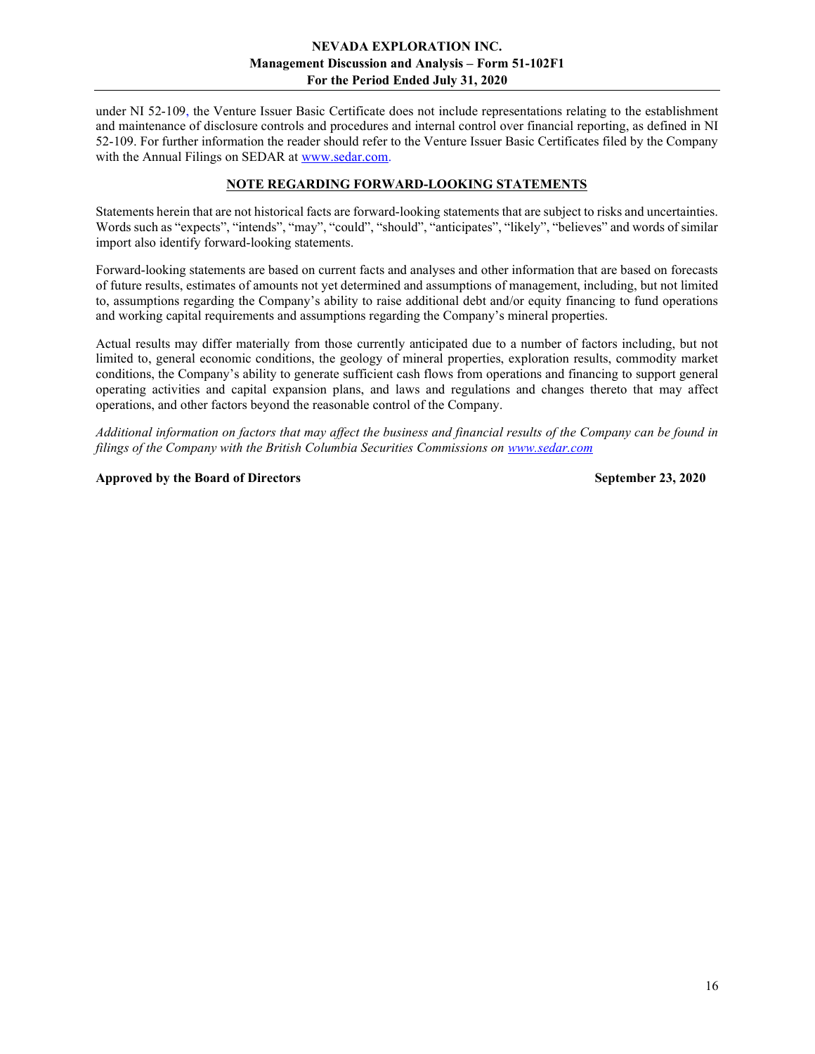under NI 52-109, the Venture Issuer Basic Certificate does not include representations relating to the establishment and maintenance of disclosure controls and procedures and internal control over financial reporting, as defined in NI 52-109. For further information the reader should refer to the Venture Issuer Basic Certificates filed by the Company with the Annual Filings on SEDAR at www.sedar.com.

## NOTE REGARDING FORWARD-LOOKING STATEMENTS

Statements herein that are not historical facts are forward-looking statements that are subject to risks and uncertainties. Words such as "expects", "intends", "may", "could", "should", "anticipates", "likely", "believes" and words of similar import also identify forward-looking statements.

Forward-looking statements are based on current facts and analyses and other information that are based on forecasts of future results, estimates of amounts not yet determined and assumptions of management, including, but not limited to, assumptions regarding the Company's ability to raise additional debt and/or equity financing to fund operations and working capital requirements and assumptions regarding the Company's mineral properties.

Actual results may differ materially from those currently anticipated due to a number of factors including, but not limited to, general economic conditions, the geology of mineral properties, exploration results, commodity market conditions, the Company's ability to generate sufficient cash flows from operations and financing to support general operating activities and capital expansion plans, and laws and regulations and changes thereto that may affect operations, and other factors beyond the reasonable control of the Company.

*Additional information on factors that may affect the business and financial results of the Company can be found in filings of the Company with the British Columbia Securities Commissions on www.sedar.com*

**Approved by the Board of Directors** **September 23, 2020**